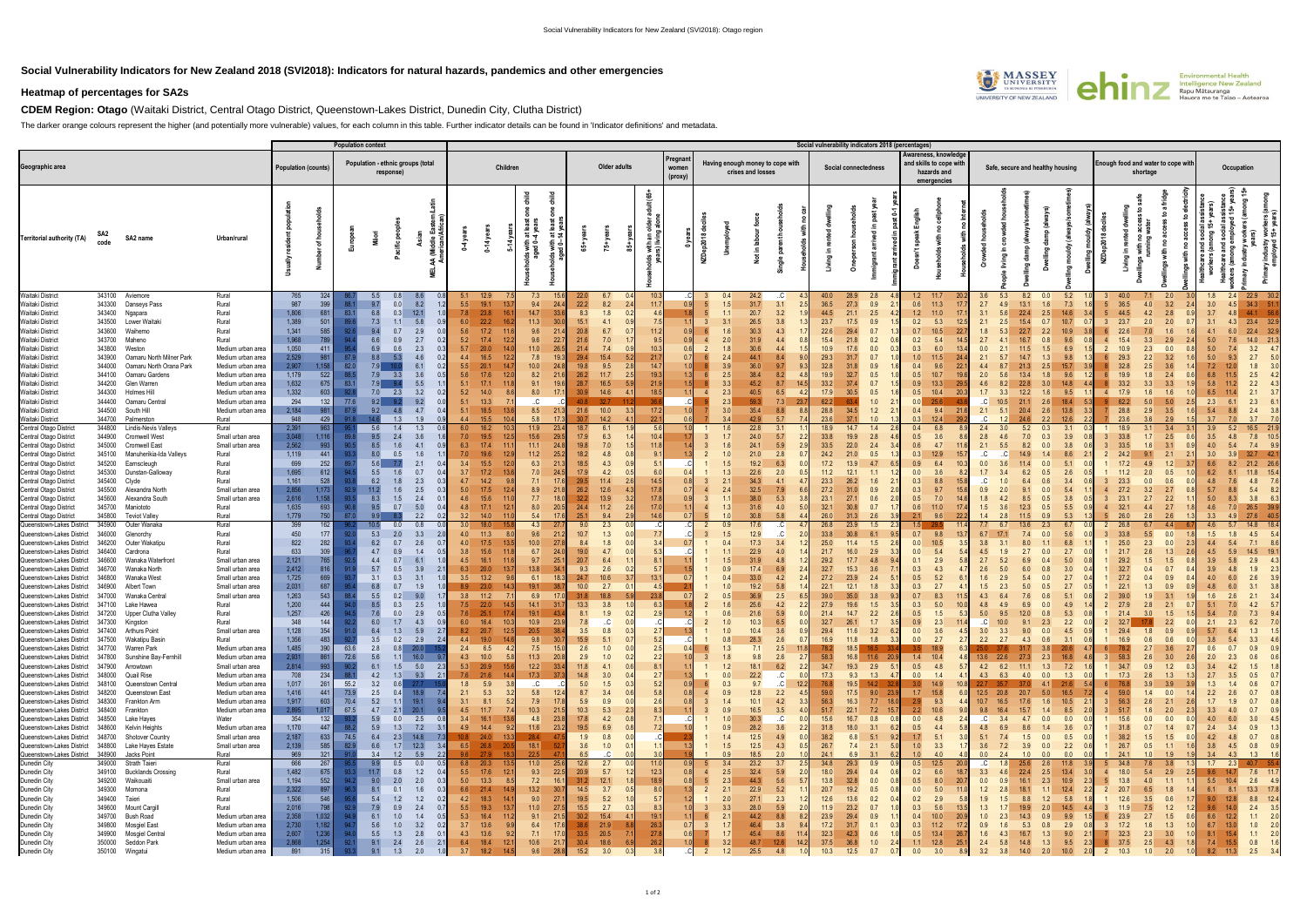# Social Vulnerability Indicators for New Zealand 2018 (SVI2018): Indicators for natural hazards, pandemics and other emergencies

## Heatmap of percentages for SA2s

MASSEY UNIVERSITY | ehinz Environmental Health Intelligence New Zealand, Rapu Mātauranga Hauora mo te Taiao - Aotearoa

**CDEM Region: Otago** (Waitaki District, Central Otago District, Queenstown-Lakes District, Dunedin City, Clutha District)

The darker orange colours represent the higher (and potentially more vulnerable) values, for each column in this table. Further indicator details can be found in 'Indicator definitions' and metadata.

| Geographic area | | | | Population context: Population (counts) | | Population context: Population - ethnic groups (total response) | | | | | Children | | | | | Older adults | | | | Pregnant women (proxy) | Having enough money to cope with crises and losses | | | | | Social connectedness | | | | Awareness, knowledge and skills to cope with hazards and emergencies | | | Safe, secure and healthy housing | | | | | | Enough food and water to cope with shortage | | | | | Occupation | | | |
|---|---|---|---|---|---|---|---|---|---|---|---|---|---|---|---|---|---|---|---|---|---|---|---|---|---|---|---|---|---|---|---|---|---|---|---|---|---|---|---|---|---|---|---|---|---|---|---|
| Territorial authority (TA) | SA2 code | SA2 name | Urban/rural | Usually resident population | Number of households | European | Māori | Pacific peoples | Asian | MELAA (Middle Eastern/Latin American/African) | 0-4 years | 0-14 years | 5-14 years | Households with at least one child aged 0-4 years | Households with at least one child aged 0-14 years | 65+ years | 75+ years | 85+ years | Households with an older adult (65+ years) living alone | 0 years | NZDep2018 deciles | Unemployed | Not in labour force | Single parent households | Households with no car | Living in rented dwelling | One-person households | Immigrant arrived in past year | Immigrant arrived in past 0-1 years | Doesn't speak English | Households with no cellphone | Households with no internet | Crowded households | People living in crowded households | Dwelling damp (always/sometimes) | Dwelling damp (always) | Dwelling mouldy (always/sometimes) | Dwelling mouldy (always) | NZDep2018 deciles | Living in rented dwelling | Dwellings with no access to safe running water | Dwellings with no access to a fridge | Dwellings with no access to electricity | Healthcare and social assistance workers (among 15+ years) | Healthcare and social assistance workers (among employed 15+ years) | Primary industry workers (among 15+ years) | Primary industry workers (among employed 15+ years) |
| Waitaki District | 343100 | Aviemore | Rural | 765 | 324 | 86.7 | 5.5 | 0.8 | 8.6 | 0.8 | 5.1 | 12.9 | 7.5 | 7.3 | 15.6 | 22.0 | 6.7 | 0.4 | 10.3 | ..C | 3 | 0.4 | 24.2 | ..C | 4.3 | 40.0 | 28.9 | 2.8 | 4.8 | 1.2 | 11.7 | 20.2 | 3.6 | 5.3 | 8.2 | 0.0 | 5.2 | 1.0 | 5 | 40.0 | 7.1 | 2.0 | 3.0 | 1.8 | 2.4 | 22.9 | 30.2 |
| Waitaki District | 343300 | Danseys Pass | Rural | 987 | 399 | 88.1 | 9.7 | 0.0 | 3.2 | 1.0 | 5.5 | 19.1 | 13.7 | 9.4 | 24.4 | 22.2 | 8.2 | 2.4 | 11.7 | 0.9 | 5 | 1.5 | 31.7 | 3.1 | 2.5 | 36.5 | 27.3 | 0.9 | 2.1 | 0.6 | 11.3 | 17.7 | 2.7 | 4.9 | 13.1 | 1.6 | 7.3 | 1.8 | 5 | 36.5 | 4.0 | 3.2 | 2.4 | 3.0 | 4.5 | 34.3 | 51.1 |
| Waitaki District | 343400 | Ngapara | Rural | 1,806 | 681 | 83.1 | 6.8 | 0.3 | 12.1 | 1.0 | 7.8 | 23.8 | 16.1 | 14.7 | 33.6 | 8.3 | 1.8 | 0.2 | 4.6 | 1.8 | 5 | 1.1 | 20.7 | 3.2 | 1.9 | 44.5 | 21.1 | 2.5 | 4.2 | 1.2 | 11.0 | 17.1 | 3.1 | 5.6 | 22.4 | 2.5 | 14.6 | 3.4 | 5 | 44.5 | 4.2 | 2.8 | 0.9 | 3.7 | 4.8 | 44.1 | 56.6 |
| Waitaki District | 343500 | Lower Waitaki | Rural | 1,389 | 501 | 89.6 | 7.3 | 1.1 | 5.8 | 0.9 | 6.0 | 22.2 | 16.2 | 11.3 | 30.0 | 15.1 | 4.1 | 0.9 | 7.5 | 1.1 | 3 | 3.1 | 26.5 | 3.8 | 1.3 | 23.7 | 17.5 | 0.9 | 1.5 | 0.2 | 15.4 | 12.5 | 2.1 | 2.5 | 15.4 | 0.7 | 10.7 | 0.7 | 3 | 23.7 | 2.0 | 2.0 | 0.7 | 3.1 | 4.3 | 23.4 | 32.9 |
| Waitaki District | 343800 | Waihemo | Rural | 1,341 | 585 | 92.6 | 9.4 | 0.7 | 2.9 | 0.0 | 5.6 | 17.2 | 11.6 | 9.6 | 21.4 | 20.8 | 6.7 | 0.7 | 11.2 | 0.9 | 6 | 1.6 | 30.3 | 4.3 | 1.7 | 22.6 | 29.4 | 0.7 | 1.3 | 0.7 | 10.5 | 22.7 | 1.8 | 5.3 | 22.7 | 2.2 | 10.9 | 3.8 | 6 | 22.6 | 7.0 | 1.6 | 1.6 | 4.1 | 6.0 | 22.4 | 32.9 |
| Waitaki District | 343700 | Maheno | Rural | 1,968 | 789 | 94.4 | 6.6 | 0.9 | 2.7 | 0.3 | 5.2 | 17.4 | 12.2 | 9.6 | 22.7 | 21.6 | 7.0 | 1.7 | 9.5 | 0.9 | 4 | 2.0 | 31.9 | 4.4 | 0.8 | 15.4 | 21.8 | 0.2 | 0.6 | 0.2 | 5.4 | 14.5 | 2.7 | 4.1 | 16.7 | 0.8 | 9.6 | 0.8 | 4 | 15.4 | 3.3 | 2.9 | 2.4 | 5.0 | 7.6 | 14.0 | 21.3 |
| Waitaki District | 343600 | Weston | Medium urban area | 1,050 | 411 | 95.4 | 6.9 | 0.6 | 2.3 | 0.3 | 5.7 | 20.0 | 14.0 | 11.0 | 26.5 | 21.4 | 7.4 | 0.9 | 10.3 | 0.6 | 2 | 1.8 | 30.6 | 4.4 | 1.5 | 10.9 | 17.6 | 0.0 | 0.3 | 0.3 | 6.0 | 13.4 | 0.0 | 2.1 | 11.5 | 1.5 | 6.9 | 1.5 | 2 | 10.9 | 2.3 | 0.0 | 0.8 | 5.0 | 7.4 | 3.2 | 4.7 |
| Waitaki District | 343900 | Oamaru North Milner Park | Medium urban area | 2,529 | 981 | 87.9 | 8.8 | 5.3 | 4.6 | 0.2 | 4.4 | 16.5 | 12.2 | 7.8 | 19.3 | 29.4 | 15.4 | 5.2 | 21.7 | 0.7 | 6 | 2.4 | 44.1 | 8.4 | 9.0 | 29.3 | 31.7 | 0.7 | 1.0 | 1.0 | 11.5 | 24.4 | 2.1 | 5.7 | 14.7 | 1.3 | 9.8 | 1.3 | 6 | 29.3 | 2.2 | 3.2 | 1.6 | 5.0 | 9.3 | 2.7 | 5.0 |
| Waitaki District | 344000 | Oamaru North Orana Park | Medium urban area | 2,907 | 1,158 | 82.0 | 7.9 | 10.0 | 6.1 | 0.2 | 5.5 | 20.1 | 14.7 | 10.0 | 24.8 | 19.8 | 9.5 | 2.8 | 14.7 | 1.0 | 8 | 3.9 | 36.0 | 9.7 | 9.3 | 32.8 | 31.8 | 0.9 | 1.6 | 0.4 | 9.6 | 22.1 | 4.4 | 8.7 | 21.3 | 2.5 | 15.7 | 3.9 | 8 | 32.8 | 2.5 | 3.6 | 1.4 | 7.2 | 12.0 | 1.8 | 3.0 |
| Waitaki District | 344100 | Oamaru Gardens | Medium urban area | 1,179 | 522 | 88.5 | 7.9 | 3.3 | 3.6 | 0.5 | 5.6 | 17.6 | 12.0 | 8.2 | 21.6 | 26.2 | 11.7 | 2.5 | 19.3 | 1.3 | 6 | 2.5 | 38.4 | 8.2 | 4.8 | 19.9 | 32.7 | 0.5 | 1.0 | 0.5 | 10.7 | 19.6 | 2.0 | 5.6 | 13.4 | 1.8 | 9.6 | 1.0 | 6 | 19.9 | 1.8 | 2.4 | 0.6 | 6.8 | 11.5 | 2.5 | 4.2 |
| Waitaki District | 344200 | Glen Warren | Medium urban area | 1,632 | 675 | 83.1 | 7.9 | 9.4 | 5.5 | 1.1 | 5.1 | 17.1 | 11.8 | 9.1 | 19.6 | 28.7 | 16.5 | 5.9 | 21.9 | 1.5 | 8 | 3.3 | 45.2 | 8.7 | 14.5 | 33.2 | 37.4 | 0.7 | 1.5 | 0.9 | 13.3 | 29.5 | 4.6 | 8.2 | 22.8 | 3.0 | 14.8 | 4.4 | 8 | 33.2 | 3.3 | 3.3 | 1.9 | 5.8 | 11.2 | 2.2 | 4.3 |
| Waitaki District | 344300 | Holmes Hill | Medium urban area | 1,332 | 603 | 92.8 | 7.0 | 2.3 | 3.2 | 0.2 | 5.2 | 14.0 | 8.6 | 8.0 | 17.1 | 30.9 | 14.6 | 4.1 | 18.5 | 1.1 | 4 | 2.3 | 40.5 | 6.5 | 4.2 | 17.9 | 30.5 | 0.5 | 1.6 | 0.5 | 10.4 | 20.3 | 1.7 | 3.3 | 12.2 | 1.6 | 9.5 | 1.1 | 4 | 17.9 | 1.6 | 1.6 | 1.0 | 6.5 | 11.4 | 2.1 | 3.7 |
| Waitaki District | 344400 | Oamaru Central | Medium urban area | 294 | 132 | 77.6 | 9.2 | 9.2 | 9.2 | 0.0 | 5.1 | 13.3 | 7.1 | ..C | ..C | 40.8 | 32.7 | 11.2 | 36.6 | ..C | 10 | 2.3 | 58.3 | 7.3 | 23.7 | 62.2 | 63.4 | 1.0 | 2.1 | 0.0 | 25.6 | 43.6 | ..C | 10.5 | 21.1 | 2.6 | 18.4 | 5.3 | 10 | 62.2 | 5.0 | 5.0 | 2.5 | 2.5 | 2.3 | | 6.1 |
| Waitaki District | 344500 | South Hill | Medium urban area | 2,184 | 981 | 87.9 | 9.2 | 4.8 | 4.7 | 0.4 | 5.1 | 18.5 | 13.6 | 8.5 | 21.3 | 21.6 | 10.0 | 3.3 | 17.2 | 1.0 | 7 | 3.0 | 35.4 | 8.8 | 8.8 | 28.8 | 34.5 | 1.2 | 2.1 | 0.4 | 9.4 | 21.6 | 2.1 | 5.1 | 20.4 | 2.6 | 13.8 | 3.3 | 7 | 28.8 | 2.9 | 3.5 | 1.6 | 5.4 | 8.8 | 2.4 | 3.8 |
| Waitaki District | 344700 | Palmerston | Rural | 948 | 429 | 91.8 | 14.6 | 1.3 | 1.9 | 0.9 | 4.4 | 15.5 | 10.4 | 5.8 | 17.3 | 30.7 | 14.2 | 4.1 | 22.1 | 0.6 | 7 | 3.4 | 42.9 | 5.7 | 7.4 | 23.6 | 37.1 | 1.0 | 1.3 | 0.3 | 12.4 | 29.2 | ..C | 1.2 | 24.6 | 2.2 | 12.6 | 2.2 | 7 | 23.6 | 3.6 | 2.9 | 1.5 | 3.7 | 7.0 | 3.7 | 7.0 |
| Central Otago District | 344800 | Lindis-Nevis Valleys | Rural | 2,391 | 963 | 95.1 | 5.6 | 1.4 | 1.3 | 0.6 | 6.0 | 16.2 | 10.3 | 11.9 | 23.4 | 18.7 | 6.1 | 1.9 | 5.6 | 1.0 | 1 | 1.6 | 22.8 | 3.1 | 1.1 | 18.9 | 14.7 | 1.4 | 2.6 | 0.4 | 6.8 | 8.9 | 2.4 | 3.0 | 5.2 | 0.3 | 3.1 | 0.3 | 1 | 18.9 | 3.1 | 3.4 | 3.1 | 3.9 | 5.2 | 16.5 | 21.9 |
| Central Otago District | 344900 | Cromwell West | Small urban area | 3,048 | 1,116 | 89.8 | 9.5 | 2.4 | 3.6 | 1.0 | 7.0 | 19.5 | 12.5 | 15.6 | 29.5 | 17.9 | 6.3 | 1.4 | 10.4 | 1.7 | 3 | 1.7 | 24.0 | 5.7 | 2.2 | 33.8 | 19.9 | 2.8 | 4.6 | 0.5 | 3.6 | 8.6 | 2.8 | 4.6 | 7.0 | 0.3 | 3.9 | 0.8 | 3 | 33.8 | 1.7 | 2.5 | 0.6 | 3.5 | 4.8 | 7.8 | 10.5 |
| Central Otago District | 345000 | Cromwell East | Small urban area | 2,562 | 993 | 90.5 | 8.5 | 1.6 | 4.1 | 0.9 | 6.3 | 17.4 | 11.1 | 11.1 | 24.6 | 19.8 | 7.0 | 1.5 | 11.8 | 1.4 | 3 | 1.6 | 24.1 | 5.9 | 2.9 | 33.5 | 22.0 | 2.4 | 3.4 | 0.6 | 4.7 | 11.6 | 2.1 | 5.5 | 8.2 | 0.0 | 3.8 | 0.6 | 3 | 33.5 | 1.8 | 3.1 | 0.9 | 4.0 | 5.4 | 7.4 | 9.9 |
| Central Otago District | 345100 | Manuherikia-Ida Valleys | Rural | 1,119 | 441 | 93.3 | 8.0 | 0.5 | 1.6 | 1.1 | 7.0 | 19.6 | 12.9 | 11.2 | 25.2 | 18.2 | 4.8 | 0.8 | 9.1 | 1.3 | 2 | 1.0 | 21.0 | 2.8 | 0.7 | 24.2 | 21.0 | 0.5 | 1.3 | 0.3 | 12.9 | 15.7 | ..C | ..C | 14.9 | 1.4 | 8.6 | 2.1 | 2 | 24.2 | 9.1 | 2.1 | 2.1 | 3.0 | 3.9 | 32.7 | 42.1 |
| Central Otago District | 345200 | Earnscleugh | Rural | 699 | 252 | 89.7 | 5.6 | 7.7 | 2.1 | 0.4 | 3.4 | 15.5 | 12.0 | 6.3 | 21.3 | 18.5 | 4.3 | 0.9 | 5.1 | ..C | 1 | 1.5 | 19.2 | 6.3 | 0.0 | 17.2 | 13.9 | 4.7 | 6.5 | 0.9 | 6.4 | 10.0 | 0.0 | 3.6 | 11.4 | 0.0 | 5.1 | 0.0 | 1 | 17.2 | 4.9 | 1.2 | 3.7 | 6.6 | 8.2 | 21.2 | 26.6 |
| Central Otago District | 345300 | Dunstan-Galloway | Rural | 1,695 | 612 | 94.5 | 5.5 | 1.6 | 0.7 | 0.4 | 5.7 | 17.2 | 13.6 | 7.0 | 24.5 | 17.9 | 4.2 | 0.5 | 6.0 | 0.4 | 1 | 1.3 | 22.6 | 2.0 | 0.5 | 11.2 | 12.1 | 1.1 | 1.2 | 0.0 | 3.6 | 8.2 | 1.7 | 3.4 | 6.2 | 0.5 | 2.6 | 0.5 | 1 | 11.2 | 2.0 | 0.5 | 1.0 | 6.2 | 8.1 | 11.8 | 15.4 |
| Central Otago District | 345400 | Clyde | Rural | 1,161 | 528 | 93.8 | 6.2 | 1.8 | 2.3 | 0.3 | 4.7 | 14.2 | 9.8 | 7.1 | 17.6 | 29.5 | 11.4 | 2.6 | 14.5 | 0.8 | 3 | 2.1 | 34.3 | 4.1 | 4.7 | 23.3 | 26.2 | 1.6 | 2.1 | 0.3 | 8.8 | 15.8 | ..C | 1.0 | 6.4 | 0.6 | 3.4 | 0.6 | 3 | 23.3 | 0.0 | 0.6 | 0.0 | 4.8 | 7.6 | 4.8 | 7.6 |
| Central Otago District | 345500 | Alexandra North | Small urban area | 2,856 | 1,173 | 92.9 | 11.2 | 1.6 | 2.5 | 0.3 | 5.0 | 17.5 | 12.4 | 8.9 | 21.6 | 26.2 | 12.6 | 4.3 | 17.8 | 0.7 | 4 | 2.4 | 32.5 | 7.9 | 6.6 | 27.2 | 31.0 | 0.9 | 2.0 | 0.3 | 9.7 | 15.8 | 0.9 | 2.0 | 9.1 | 0.0 | 5.4 | 1.1 | 4 | 27.2 | 3.2 | 2.7 | 0.8 | 5.7 | 8.8 | 5.4 | 8.2 |
| Central Otago District | 345600 | Alexandra South | Small urban area | 2,616 | 1,158 | 93.5 | 8.3 | 1.5 | 2.4 | 0.7 | 4.6 | 15.6 | 11.0 | 7.7 | 18.0 | 32.2 | 13.9 | 3.2 | 17.8 | 0.9 | 3 | 1.1 | 38.0 | 5.3 | 3.8 | 23.1 | 27.1 | 0.6 | 2.0 | 0.5 | 7.0 | 14.6 | 1.8 | 4.2 | 8.5 | 0.5 | 3.8 | 0.5 | 3 | 23.1 | 2.7 | 2.2 | 1.1 | 5.0 | 8.3 | 3.8 | 6.3 |
| Central Otago District | 345700 | Maniototo | Rural | 1,635 | 693 | 90.8 | 9.5 | 0.7 | 5.0 | 0.4 | 4.8 | 17.1 | 12.1 | 8.0 | 20.5 | 24.4 | 11.2 | 2.6 | 17.0 | 1.1 | 4 | 1.3 | 31.6 | 4.0 | 5.0 | 32.1 | 30.8 | 0.7 | 1.7 | 0.6 | 11.0 | 17.4 | 1.5 | 3.6 | 12.3 | 0.5 | 5.5 | 0.9 | 4 | 32.1 | 4.4 | 2.7 | 1.8 | 4.6 | 7.0 | 26.5 | 39.9 |
| Central Otago District | 345800 | Teviot Valley | Rural | 1,779 | 750 | 87.0 | 9.9 | 8.3 | 2.2 | 0.2 | 3.2 | 14.0 | 11.0 | 5.4 | 17.6 | 25.1 | 9.4 | 2.9 | 14.6 | 0.7 | 5 | 1.0 | 30.8 | 5.8 | 4.4 | 26.0 | 31.3 | 2.6 | 4.0 | 1.2 | 9.6 | 22.2 | 1.4 | 2.8 | 11.5 | 0.9 | 5.3 | 1.5 | 5 | 26.0 | 2.6 | 2.6 | 1.3 | 3.3 | 4.9 | 27.6 | 40.5 |
| Queenstown-Lakes District | 345900 | Outer Wanaka | Rural | 399 | 162 | 96.2 | 10.5 | 0.0 | 0.8 | 0.0 | 3.0 | 18.0 | 15.8 | 4.3 | 27.2 | 9.0 | 2.3 | 0.0 | ..C | ..C | 2 | 0.9 | 17.6 | ..C | 4.7 | 26.8 | 23.9 | 1.5 | 2.3 | 1.5 | 29.9 | 11.4 | 7.7 | 6.7 | 13.6 | 2.3 | 6.7 | 0.0 | 2 | 26.8 | 6.7 | 4.4 | 6.7 | 4.6 | 5.7 | 14.8 | 18.4 |
| Queenstown-Lakes District | 346000 | Glenorchy | Rural | 450 | 177 | 92.0 | 5.3 | 2.0 | 3.3 | 2.0 | 4.0 | 11.3 | 8.0 | 9.6 | 21.2 | 10.7 | 1.3 | 0.0 | 7.7 | ..C | 3 | 1.5 | 12.9 | ..C | 2.0 | 33.8 | 30.8 | 6.1 | 9.5 | 0.7 | 9.8 | 13.7 | 6.7 | 17.1 | 7.4 | 0.0 | 5.6 | 0.0 | 3 | 33.8 | 5.5 | 0.0 | 1.8 | 1.5 | 1.8 | 4.5 | 5.4 |
| Queenstown-Lakes District | 346200 | Outer Wakatipu | Rural | 822 | 282 | 93.4 | 6.2 | 0.7 | 2.6 | 0.7 | 4.0 | 17.5 | 13.5 | 10.0 | 27.8 | 8.4 | 1.8 | 0.0 | 3.4 | 0.7 | 1 | 0.4 | 17.3 | 3.4 | 1.2 | 25.0 | 11.4 | 1.5 | 2.6 | 0.0 | 10.5 | 3.5 | 3.8 | 3.1 | 8.0 | 1.1 | 6.8 | 1.1 | 1 | 25.0 | 2.3 | 0.0 | 2.3 | 4.4 | 5.4 | 7.1 | 8.6 |
| Queenstown-Lakes District | 346400 | Cardrona | Rural | 633 | 309 | 96.7 | 4.7 | 0.9 | 1.4 | 0.5 | 3.8 | 15.6 | 11.8 | 6.7 | 24.0 | 19.0 | 4.7 | 0.0 | 5.3 | ..C | 1 | 1.1 | 22.9 | 4.0 | 1.4 | 21.7 | 16.0 | 2.9 | 3.3 | 0.0 | 5.4 | 5.4 | 4.5 | 1.9 | 2.7 | 0.0 | 2.7 | 0.0 | 1 | 21.7 | 2.6 | 1.3 | 2.6 | 4.5 | 5.9 | 14.5 | 19.1 |
| Queenstown-Lakes District | 346600 | Wanaka Waterfront | Small urban area | 2,121 | 765 | 92.1 | 4.4 | 0.7 | 6.1 | 1.0 | 4.5 | 16.1 | 11.6 | 9.7 | 25.1 | 20.7 | 8.4 | 1.1 | 8.1 | 1.1 | 1 | 1.5 | 31.9 | 4.8 | 1.2 | 29.2 | 17.7 | 4.8 | 9.4 | 0.1 | 2.9 | 5.8 | 2.7 | 5.2 | 6.9 | 0.4 | 5.0 | 0.8 | 1 | 29.2 | 1.5 | 1.5 | 0.8 | 3.9 | 5.8 | 2.9 | 4.3 |
| Queenstown-Lakes District | 346700 | Wanaka North | Small urban area | 2,412 | 816 | 91.9 | 5.7 | 0.5 | 3.9 | 2.1 | 6.3 | 20.0 | 13.7 | 13.8 | 34.1 | 9.3 | 2.6 | 0.2 | 5.7 | 1.5 | 1 | 0.9 | 17.4 | 6.9 | 2.4 | 32.7 | 15.3 | 3.6 | 7.1 | 0.3 | 4.3 | 4.7 | 2.6 | 5.0 | 6.0 | 0.8 | 3.0 | 0.4 | 1 | 32.7 | 0.4 | 0.7 | 0.4 | 3.9 | 4.8 | 1.9 | 2.3 |
| Queenstown-Lakes District | 346800 | Wanaka West | Small urban area | 1,725 | 669 | 93.7 | 3.1 | 0.3 | 3.1 | 1.0 | 3.5 | 13.2 | 9.6 | 6.1 | 18.3 | 24.7 | 10.6 | 3.7 | 13.1 | 0.7 | 1 | 0.4 | 33.0 | 4.2 | 2.4 | 27.2 | 23.9 | 2.4 | 5.1 | 0.5 | 5.2 | 6.1 | 1.6 | 2.9 | 5.4 | 0.0 | 2.7 | 0.4 | 1 | 27.2 | 0.4 | 0.9 | 0.4 | 4.0 | 6.0 | 2.6 | 3.9 |
| Queenstown-Lakes District | 346900 | Albert Town | Small urban area | 2,031 | 687 | 95.4 | 6.8 | 0.7 | 1.9 | 1.0 | 8.9 | 23.0 | 14.3 | 19.1 | 38.7 | 10.0 | 2.7 | 0.1 | 4.5 | 2.1 | 1 | 1.0 | 19.2 | 5.8 | 1.4 | 22.1 | 12.1 | 1.8 | 3.3 | 0.3 | 2.7 | 4.1 | 1.5 | 2.3 | 5.0 | 0.5 | 2.7 | 0.5 | 1 | 22.1 | 1.3 | 0.9 | 0.9 | 4.8 | 6.0 | 3.1 | 3.8 |
| Queenstown-Lakes District | 347000 | Wanaka Central | Small urban area | 1,263 | 543 | 88.4 | 5.5 | 1.2 | 9.0 | 1.7 | 3.8 | 11.2 | 7.1 | 6.9 | 17.0 | 31.8 | 18.6 | 5.9 | 23.9 | 0.7 | 2 | 0.5 | 36.9 | 2.5 | 6.5 | 39.0 | 35.0 | 3.8 | 9.6 | 0.7 | 8.3 | 11.5 | 4.3 | 6.4 | 7.6 | 0.6 | 5.1 | 0.6 | 2 | 39.0 | 1.9 | 3.1 | 1.9 | 1.6 | 2.6 | 2.1 | 3.4 |
| Queenstown-Lakes District | 347100 | Lake Hawea | Rural | 1,200 | 444 | 94.0 | 8.5 | 0.3 | 2.5 | 1.0 | 7.5 | 22.0 | 14.5 | 14.1 | 31.7 | 13.3 | 3.8 | 1.0 | 6.3 | 1.6 | 2 | 1.6 | 25.6 | 4.2 | 2.2 | 27.9 | 19.6 | 1.5 | 3.5 | 0.3 | 5.0 | 10.0 | 4.8 | 4.9 | 6.9 | 0.0 | 4.9 | 1.4 | 2 | 27.9 | 2.8 | 2.1 | 0.7 | 5.1 | 7.0 | 4.2 | 5.7 |
| Queenstown-Lakes District | 347200 | Upper Clutha Valley | Rural | 1,257 | 426 | 94.5 | 7.6 | 0.0 | 2.9 | 0.5 | 7.6 | 25.1 | 17.4 | 19.1 | 43.4 | 8.1 | 1.9 | 0.2 | 2.9 | 1.2 | 1 | 0.6 | 21.6 | 5.9 | 0.0 | 21.4 | 14.7 | 2.2 | 2.6 | 0.5 | 1.5 | 5.3 | 5.0 | 9.5 | 12.0 | 0.8 | 5.3 | 0.8 | 1 | 21.4 | 3.0 | 1.5 | 1.5 | 5.4 | 7.0 | 7.3 | 9.4 |
| Queenstown-Lakes District | 347300 | Kingston | Rural | 348 | 144 | 92.2 | 6.0 | 1.7 | 4.3 | 0.9 | 8.0 | 16.4 | 10.3 | 10.9 | 23.9 | 7.8 | ..C | 0.0 | ..C | ..C | 2 | 1.0 | 10.3 | 6.5 | 0.0 | 32.7 | 26.1 | 1.7 | 3.5 | 0.9 | 2.3 | 11.4 | ..C | 10.0 | 9.1 | 2.3 | 2.2 | 0.0 | 2 | 32.7 | 17.8 | 2.2 | 0.0 | 2.1 | 2.3 | 6.2 | |
| Queenstown-Lakes District | 347400 | Arthurs Point | Small urban area | 1,128 | 354 | 91.0 | 6.4 | 1.3 | 5.9 | 2.7 | 8.2 | 20.7 | 12.5 | 20.5 | 38.6 | 3.5 | 0.8 | 0.0 | 2.7 | 1.6 | 1 | 1.0 | 10.4 | 3.6 | 0.9 | 29.4 | 11.6 | 2.2 | 6.2 | 0.0 | 3.6 | 4.5 | 3.0 | 3.3 | 9.0 | 0.0 | 4.5 | 0.9 | 1 | 29.4 | 1.8 | 0.9 | 0.9 | 5.7 | 6.4 | 1.3 | 1.5 |
| Queenstown-Lakes District | 347500 | Wakatipu Basin | Small urban area | 1,356 | 483 | 92.7 | 3.5 | 0.2 | 2.9 | 2.4 | 4.4 | 19.0 | 14.6 | 9.8 | 30.7 | 15.9 | 5.1 | 0.7 | 5.2 | ..C | 1 | 0.8 | 28.3 | 2.6 | 0.7 | 16.9 | 11.8 | 1.8 | 3.3 | 0.0 | 2.7 | 2.7 | 2.2 | 2.7 | 4.3 | 0.6 | 3.1 | 0.6 | 1 | 16.9 | 0.6 | 0.6 | 0.0 | 3.8 | 5.4 | 3.3 | 4.6 |
| Queenstown-Lakes District | 347700 | Warren Park | Medium urban area | 1,485 | 390 | 63.6 | 2.8 | 0.8 | 20.0 | 15.2 | 2.4 | 6.5 | 4.2 | 7.5 | 15.0 | 2.6 | 1.0 | 0.0 | 2.5 | 0.4 | 5 | 1.3 | 7.1 | 2.5 | 11.8 | 78.2 | 18.5 | 16.5 | 33.4 | 3.5 | 18.9 | 6.3 | 25.0 | 37.6 | 31.7 | 3.8 | 20.6 | 4.7 | 5 | 78.2 | 2.7 | 3.6 | 2.7 | 0.6 | 0.7 | 0.9 | 0.9 |
| Queenstown-Lakes District | 347800 | Sunshine Bay-Fernhill | Medium urban area | 2,931 | 861 | 72.6 | 5.6 | 1.1 | 16.0 | 9.7 | 4.3 | 10.0 | 5.8 | 11.3 | 20.8 | 2.9 | 1.0 | 0.2 | 2.2 | 1.0 | 3 | 1.8 | 9.8 | 2.6 | 2.7 | 58.3 | 16.8 | 11.6 | 20.9 | 1.4 | 10.4 | 4.6 | 13.6 | 22.6 | 27.3 | 2.3 | 16.8 | 4.8 | 3 | 58.3 | 2.6 | 3.0 | 2.6 | 2.0 | 2.3 | 0.8 | 0.6 |
| Queenstown-Lakes District | 347900 | Arrowtown | Medium urban area | 2,814 | 993 | 90.2 | 6.1 | 1.5 | 5.0 | 2.3 | 5.3 | 20.9 | 15.6 | 12.2 | 33.4 | 11.8 | 4.1 | 0.6 | 8.1 | 1.1 | 1 | 1.2 | 18.1 | 6.2 | 2.2 | 34.7 | 19.3 | 2.9 | 5.1 | 0.5 | 4.8 | 4.2 | 4.2 | 6.2 | 11.1 | 1.3 | 7.2 | 1.6 | 1 | 34.7 | 0.9 | 1.2 | 0.3 | 3.4 | 4.2 | 1.5 | 1.8 |
| Queenstown-Lakes District | 348000 | Quail Rise | Medium urban area | 708 | 234 | 88.1 | 4.2 | 1.3 | 9.3 | 2.1 | 7.6 | 21.6 | 14.4 | 17.3 | 37.3 | 14.8 | 3.0 | 0.4 | 2.7 | 1.3 | 1 | 0.0 | 22.2 | ..C | 0.0 | 17.3 | 9.3 | 1.3 | 4.7 | 0.0 | 1.4 | 4.1 | 4.3 | 6.3 | 4.0 | 0.0 | 1.3 | 0.0 | 1 | 17.3 | 2.6 | 1.3 | 0.9 | 2.7 | 3.5 | 0.5 | 0.7 |
| Queenstown-Lakes District | 348100 | Queenstown Central | Medium urban area | 1,017 | 261 | 55.2 | 3.2 | 0.6 | 27.7 | 15.9 | 1.8 | 5.9 | 3.8 | ..C | ..C | 5.0 | 1.5 | 0.3 | 5.2 | 0.9 | 6 | 0.3 | 9.7 | ..C | 12.2 | 76.8 | 19.5 | 14.2 | 32.8 | 3.0 | 14.9 | 10.8 | 22.7 | 35.7 | 37.0 | 4.1 | 21.6 | 5.4 | 6 | 76.8 | 3.9 | 3.9 | 2.7 | 1.3 | 1.4 | 0.6 | 0.7 |
| Queenstown-Lakes District | 348200 | Queenstown East | Medium urban area | 1,416 | 447 | 73.9 | 2.5 | 0.4 | 18.9 | 7.4 | 2.1 | 5.3 | 3.2 | 5.8 | 12.4 | 8.7 | 3.4 | 0.6 | 5.8 | 0.8 | 4 | 0.9 | 12.8 | 2.2 | 4.5 | 59.0 | 17.5 | 9.0 | 23.5 | 1.7 | 15.8 | 6.0 | 12.5 | 20.8 | 20.7 | 3.0 | 16.5 | 2.2 | 4 | 59.0 | 1.4 | 0.0 | 1.4 | 2.2 | 2.6 | 0.7 | 0.8 |
| Queenstown-Lakes District | 348300 | Frankton Arm | Medium urban area | 1,917 | 603 | 70.4 | 5.2 | 1.1 | 19.1 | 9.4 | 3.1 | 8.1 | 5.2 | 7.9 | 17.8 | 5.9 | 0.9 | 0.0 | 2.6 | 0.8 | 3 | 1.4 | 10.1 | 4.2 | 3.3 | 56.3 | 16.3 | 7.7 | 18.0 | 2.9 | 9.3 | 4.4 | 10.7 | 16.5 | 17.6 | 1.6 | 10.5 | 2.1 | 3 | 56.3 | 2.6 | 2.1 | 2.6 | 1.7 | 1.9 | 0.7 | 0.8 |
| Queenstown-Lakes District | 348400 | Frankton | Medium urban area | 2,895 | 1,017 | 67.5 | 4.7 | 2.1 | 20.1 | 9.5 | 4.5 | 11.7 | 7.4 | 10.3 | 21.5 | 10.5 | 5.3 | 2.3 | 8.3 | 1.1 | 3 | 1.0 | 16.5 | 3.5 | 4.0 | 51.7 | 22.1 | 7.2 | 15.7 | 2.2 | 10.6 | 9.0 | 9.8 | 16.4 | 15.7 | 1.4 | 8.5 | 2.0 | 3 | 51.7 | 2.1 | 1.8 | 2.0 | 3.3 | 4.0 | 0.7 | 0.9 |
| Queenstown-Lakes District | 348500 | Lake Hayes | Water | 354 | 132 | 93.2 | 5.9 | 0.0 | 2.5 | 0.8 | 3.4 | 16.1 | 13.6 | 4.8 | 23.8 | 17.8 | 4.2 | 0.8 | 7.1 | ..C | 1 | 0.0 | 30.3 | ..C | 0.0 | 15.6 | 16.7 | 0.8 | 0.8 | 0.0 | 4.8 | 2.4 | ..C | 3.4 | 4.7 | 0.0 | 0.0 | 0.0 | 1 | 15.6 | 0.0 | 0.0 | 0.0 | 4.0 | 6.0 | 3.0 | 4.5 |
| Queenstown-Lakes District | 348600 | Kelvin Heights | Medium urban area | 1,170 | 447 | 88.2 | 5.9 | 1.3 | 7.2 | 3.1 | 4.9 | 14.4 | 9.2 | 11.6 | 23.2 | 19.5 | 6.9 | 0.8 | 7.2 | 1.0 | 1 | 0.9 | 28.2 | 3.6 | 2.2 | 31.8 | 18.0 | 3.1 | 6.2 | 0.5 | 4.4 | 5.8 | 4.8 | 6.9 | 8.6 | 1.4 | 3.6 | 0.7 | 1 | 31.8 | 0.7 | 1.4 | 0.7 | 2.4 | 3.4 | 0.9 | 1.3 |
| Queenstown-Lakes District | 348700 | Shotover Country | Medium urban area | 2,187 | 633 | 74.5 | 6.4 | 2.3 | 14.8 | 7.3 | 10.8 | 24.0 | 13.3 | 28.4 | 47.5 | 1.9 | 0.8 | 0.0 | 0.4 | 3.2 | 1 | 1.4 | 12.5 | 4.9 | 0.0 | 38.2 | 6.8 | 5.1 | 9.2 | 1.7 | 5.1 | 3.0 | 5.1 | 7.4 | 1.5 | 0.0 | 0.5 | 0.0 | 1 | 38.2 | 1.5 | 1.5 | 0.0 | 4.2 | 4.8 | 0.7 | 0.8 |
| Queenstown-Lakes District | 348800 | Lake Hayes Estate | Small urban area | 2,139 | 585 | 82.9 | 6.6 | 1.7 | 12.3 | 3.4 | 6.5 | 26.8 | 20.5 | 18.1 | 52.1 | 3.6 | 1.0 | 0.1 | 1.1 | 1.3 | 1 | 1.5 | 12.5 | 4.3 | 0.5 | 26.7 | 7.4 | 2.1 | 5.0 | 1.0 | 3.3 | 1.7 | 3.6 | 7.2 | 3.9 | 0.0 | 2.2 | 0.6 | 1 | 26.7 | 0.5 | 1.1 | 1.6 | 3.8 | 4.5 | 0.8 | 0.9 |
| Queenstown-Lakes District | 348900 | Jacks Point | Rural | 969 | 321 | 91.0 | 3.4 | 1.2 | 5.9 | 2.2 | 9.6 | 27.9 | 18.3 | 22.5 | 47.7 | 6.5 | ..C | 0.0 | 3.0 | 1.9 | 1 | 0.9 | 18.5 | 2.0 | 1.0 | 24.1 | 6.9 | 3.1 | 6.2 | 0.4 | 4.0 | 4.0 | 2.0 | 2.4 | 1.0 | 0.0 | 0.0 | 0.0 | 1 | 24.1 | 1.0 | 1.0 | 1.9 | 3.4 | 4.3 | 1.3 | 1.6 |
| Dunedin City | 349000 | Strath Taieri | Rural | 666 | 267 | 95.5 | 9.9 | 0.5 | 0.0 | 0.5 | 6.8 | 20.3 | 13.5 | 11.0 | 25.6 | 12.6 | 2.7 | 0.0 | 11.0 | 0.5 | 5 | 1.3 | 23.2 | 3.7 | 3.4 | 34.8 | 29.3 | 0.9 | 0.9 | 0.5 | 12.5 | 20.0 | ..C | 1.8 | 25.6 | 2.6 | 11.8 | 3.9 | 5 | 34.8 | 7.6 | 3.8 | 1.3 | 1.7 | 2.3 | 40.7 | 55.4 |
| Dunedin City | 349100 | Bucklands Crossing | Rural | 1,482 | 675 | 93.3 | 11.7 | 0.8 | 1.2 | 0.4 | 5.5 | 17.6 | 12.1 | 9.3 | 22.5 | 20.9 | 5.7 | 1.2 | 12.3 | 0.8 | 4 | 2.5 | 32.4 | 5.9 | 2.0 | 18.0 | 29.4 | 0.4 | 0.6 | 0.2 | 6.6 | 18.7 | 3.3 | 4.6 | 22.4 | 2.5 | 13.4 | 3.0 | 4 | 18.0 | 5.4 | 2.9 | 2.5 | 9.6 | 14.7 | 7.6 | 11.7 |
| Dunedin City | 349200 | Waikouaiti | Small urban area | 1,194 | 552 | 94.2 | 9.0 | 2.0 | 2.0 | 0.3 | 5.0 | 13.3 | 8.5 | 7.2 | 16.1 | 31.2 | 12.1 | 1.8 | 18.9 | 0.8 | 5 | 2.3 | 44.3 | 5.6 | 5.7 | 13.8 | 32.8 | 0.0 | 0.8 | 0.0 | 9.6 | 20.0 | 0.0 | 0.9 | 16.1 | 2.3 | 10.9 | 2.3 | 5 | 13.8 | 4.0 | 1.1 | 1.1 | 5.5 | 10.4 | 2.6 | 4.9 |
| Dunedin City | 349300 | Momona | Rural | 2,322 | 897 | 96.8 | 8.1 | 0.1 | 1.6 | 0.3 | 6.6 | 21.4 | 14.9 | 13.2 | 30.7 | 14.5 | 3.7 | 0.5 | 8.0 | 0.8 | 3 | 2.2 | 22.9 | 5.2 | 1.1 | 20.7 | 19.2 | 0.5 | 0.6 | 0.0 | 5.0 | 11.0 | 1.2 | 2.8 | 18.1 | 1.1 | 12.4 | 2.2 | 3 | 20.7 | 6.5 | 1.8 | 1.4 | 6.1 | 8.1 | 13.3 | 17.8 |
| Dunedin City | 349400 | Taieri | Rural | 1,506 | 546 | 95.6 | 5.4 | 1.2 | 1.2 | 0.2 | 4.2 | 18.3 | 14.1 | 9.0 | 27.1 | 19.5 | 5.2 | 1.0 | 5.7 | 1.2 | 1 | 2.0 | 27.1 | 2.3 | 1.2 | 12.6 | 13.6 | 0.2 | 0.4 | 0.2 | 2.9 | 5.8 | 1.9 | 1.5 | 8.8 | 1.2 | 5.8 | 1.8 | 1 | 12.6 | 3.5 | 0.6 | 1.7 | 9.0 | 12.8 | 8.8 | 12.4 |
| Dunedin City | 349600 | Mount Cargill | Rural | 2,016 | 798 | 92.9 | 7.9 | 0.9 | 2.4 | 0.7 | 5.5 | 19.3 | 13.7 | 11.0 | 27.5 | 15.5 | 2.7 | 0.3 | 8.3 | 0.6 | 3 | 3.3 | 28.0 | 5.9 | 2.0 | 11.9 | 23.2 | 0.7 | 1.0 | 0.3 | 5.6 | 13.6 | 1.3 | 1.7 | 19.9 | 2.0 | 14.5 | 3.4 | 3 | 11.9 | 7.5 | 1.2 | 2.2 | 9.6 | 14.0 | 2.4 | 3.5 |
| Dunedin City | 349700 | Bush Road | Medium urban area | 2,358 | 1,032 | 94.8 | 6.1 | 1.0 | 1.4 | 0.6 | 5.3 | 16.4 | 11.2 | 9.1 | 21.5 | 30.2 | 15.4 | 4.1 | 19.1 | 1.1 | 3 | 2.7 | 44.2 | 8.8 | 8.2 | 23.9 | 29.4 | 0.9 | 1.1 | 0.4 | 10.0 | 20.9 | 1.0 | 2.3 | 14.3 | 1.3 | 9.9 | 1.3 | 3 | 23.9 | 2.7 | 1.1 | 0.8 | 6.6 | 12.2 | 1.1 | 2.0 |
| Dunedin City | 349800 | Mosgiel East | Medium urban area | 2,730 | 1,182 | 94.7 | 5.6 | 1.0 | 3.2 | 0.2 | 3.7 | 13.6 | 9.9 | 6.4 | 17.6 | 38.6 | 21.9 | 8.8 | 26.3 | 0.7 | 2 | 1.7 | 46.4 | 3.8 | 9.4 | 17.2 | 31.7 | 0.1 | 0.3 | 0.3 | 11.2 | 17.2 | 0.9 | 1.6 | 5.3 | 0.8 | 2.9 | 0.8 | 2 | 17.2 | 1.6 | 1.3 | 1.0 | 6.7 | 13.0 | 1.0 | 2.0 |
| Dunedin City | 349900 | Mosgiel Central | Medium urban area | 2,607 | 1,236 | 94.0 | 5.5 | 1.3 | 2.8 | 0.1 | 4.3 | 13.6 | 9.2 | 7.1 | 17.0 | 33.5 | 20.5 | 7.1 | 27.8 | 0.6 | 3 | 1.7 | 45.4 | 8.6 | 11.4 | 32.3 | 42.3 | 0.6 | 1.0 | 0.5 | 13.4 | 26.7 | 1.6 | 4.3 | 16.7 | 1.3 | 9.0 | 2.1 | 3 | 32.3 | 2.3 | 3.0 | 1.0 | 6.1 | 15.4 | 1.1 | 2.2 |
| Dunedin City | 350000 | Seddon Park | Medium urban area | 2,868 | 1,254 | 92.1 | 9.1 | 2.4 | 2.6 | 2.1 | 6.4 | 18.4 | 12.1 | 10.6 | 21.7 | 30.4 | 18.6 | 6.9 | 26.2 | 1.0 | 8 | 3.2 | 48.7 | 12.6 | 14.2 | 37.5 | 36.8 | 1.0 | 2.4 | 1.1 | 12.8 | 25.1 | 2.4 | 5.8 | 14.8 | 1.3 | 9.5 | 2.3 | 8 | 37.5 | 2.5 | 4.3 | 1.8 | 7.4 | 15.5 | 0.8 | 1.6 |
| Dunedin City | 350100 | Wingatui | Medium urban area | 891 | 315 | 93.3 | 9.1 | 1.3 | 2.0 | 1.0 | 3.7 | 18.2 | 14.5 | 9.6 | 28.8 | 15.2 | 3.0 | 0.3 | 3.8 | ..C | 2 | 1.2 | 25.5 | 4.8 | 1.0 | 10.3 | 12.5 | 0.7 | 0.7 | 0.0 | 3.0 | 8.9 | 3.2 | 3.8 | 14.0 | 2.0 | 10.0 | 2.0 | 2 | 10.3 | 1.0 | 2.0 | 1.0 | 8.2 | 11.3 | 2.5 | 3.4 |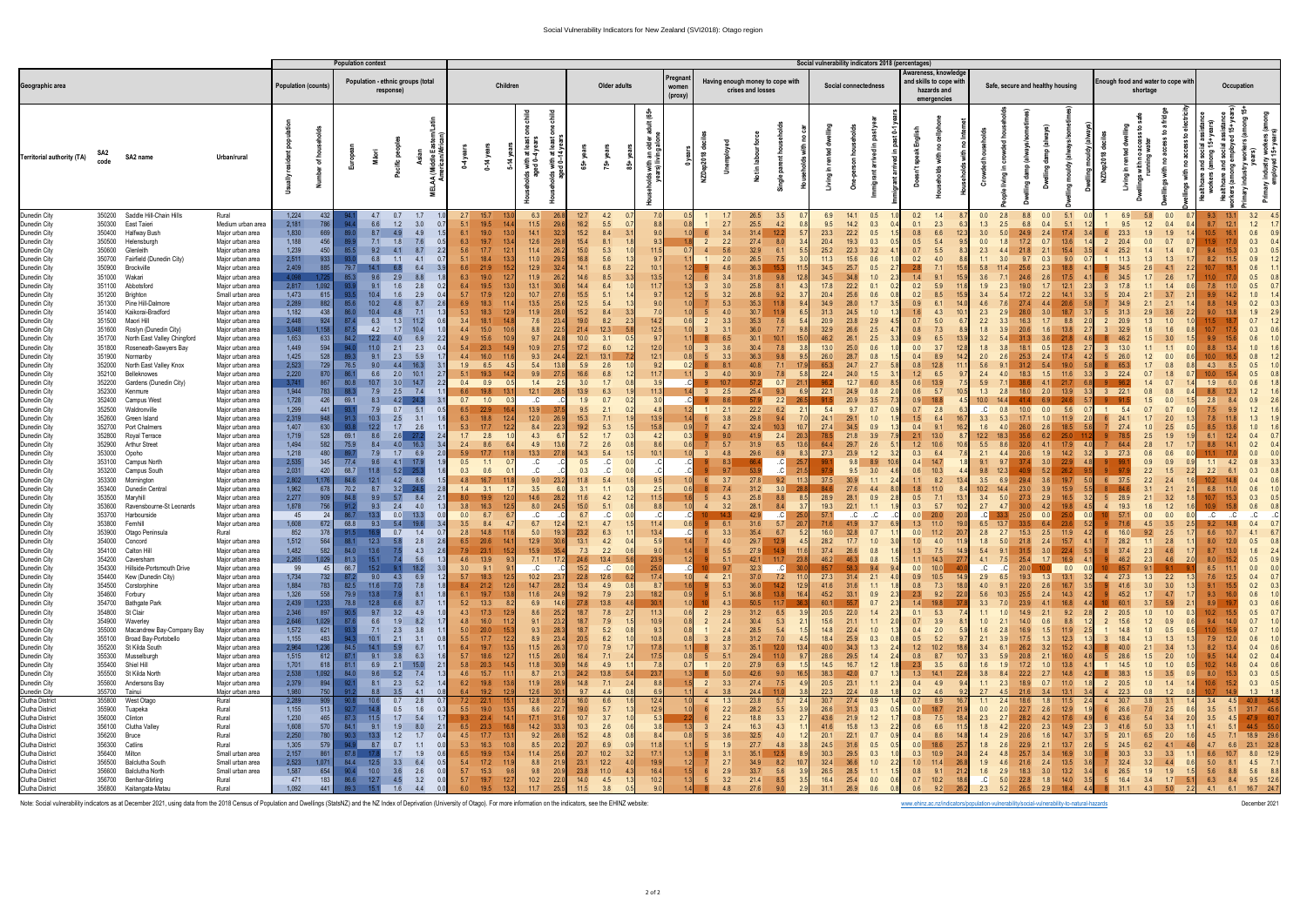## Social Vulnerability Indicators for New Zealand (SV2018): Otago region

| Geographic area | | | | Population context | | | | | | | Children | | | | | Older adults | | | | Pregnant women (proxy) | Having enough money to cope with crises and losses | | | | | Social connectedness | | | | Awareness, knowledge and skills to cope with hazards and emergencies | | | Safe, secure and healthy housing | | | | | | Enough food and water to cope with shortage | | | | | Occupation | | | |
|---|---|---|---|---|---|---|---|---|---|---|---|---|---|---|---|---|---|---|---|---|---|---|---|---|---|---|---|---|---|---|---|---|---|---|---|---|---|---|---|---|---|---|---|---|---|---|---|
| | | | | Population (counts) | | Population - ethnic groups (total response) | | | | | | | | | | | | | | | | | | | | | | | | | | | | | | | | | | | | | | | | | |
| Territorial authority (TA) | SA2 code | SA2 name | Urban/rural | Usually resident population | Number of households | European | Māori | Pacific peoples | Asian | MELAA (Middle Eastern/Latin American/African) | 0-4 years | 0-14 years | 5-14 years | Households with at least one child aged 0-4 years | Households with at least one child aged 0-14 years | 65+ years | 75+ years | 85+ years | Households with an older adult (65+ years) living alone | 0 years | NZDep2018 deciles | Unemployed | Not in labour force | Single parent households | Households with no car | Living in rented dwelling | One-person households | Immigrant arrived in past year | Immigrant arrived in past 0-1 years | Doesn't speak English | Households with no cellphone | Households with no Internet | Crowded households | People living in crowded households | Dwelling damp (always/sometimes) | Dwelling damp (always) | Dwelling mouldy (always/sometimes) | Dwelling mouldy (always) | NZDep2018 deciles | Living in rented dwelling | Dwellings with no access to safe running water | Dwellings with no access to a fridge | Dwellings with no access to electricity | Healthcare and social assistance workers (among 15+ years) | Healthcare and social assistance workers (among employed 15+ years) | Primary industry workers (among 15+ years) | Primary industry workers (among employed 15+ years) |
| Dunedin City | 350200 | Saddle Hill-Chain Hills | Rural | 1,224 | 432 | 94.1 | 4.7 | 0.7 | 1.7 | 1.0 | 2.7 | 15.7 | 13.0 | 6.3 | 26.8 | 12.7 | 4.2 | 0.7 | 7.0 | 0.5 | 1 | 1.7 | 26.5 | 3.5 | 0.7 | 6.9 | 14.1 | 0.5 | 1.0 | 0.2 | 1.4 | 8.7 | 0.0 | 2.8 | 8.8 | 0.0 | 5.1 | 0.1 | 1 | 6.9 | 5.8 | 0.0 | 0.7 | 9.3 | 13.1 | 3.2 | 4.5 |
| Dunedin City | 350300 | East Taieri | Medium urban area | 2,181 | 786 | 94.4 | 6.6 | 1.2 | 3.0 | 0.7 | 5.1 | 19.5 | 14.4 | 11.5 | 29.6 | 16.2 | 5.5 | 0.7 | 8.8 | 0.8 | 1 | 2.7 | 25.5 | 4.2 | 0.8 | 9.5 | 14.2 | 0.3 | 0.4 | 0.1 | 2.3 | 6.3 | 1.3 | 2.5 | 6.8 | 0.4 | 5.1 | 1.2 | 1 | 9.5 | 1.2 | 0.4 | 0.4 | 8.7 | 12.1 | 1.2 | 1.7 |
| Dunedin City | 350400 | Halfway Bush | Major urban area | 1,830 | 669 | 89.0 | 8.7 | 4.9 | 4.9 | 1.5 | 6.1 | 19.0 | 13.0 | 14.1 | 32.3 | 15.2 | 8.4 | 3.1 | 9.0 | 1.0 | 6 | 3.4 | 31.4 | 12.2 | 5.7 | 23.3 | 22.2 | 0.5 | 1.5 | 0.8 | 6.6 | 12.3 | 3.0 | 5.0 | 24.9 | 2.4 | 17.4 | 3.4 | 6 | 23.3 | 1.9 | 1.9 | 1.4 | 10.5 | 16.1 | 0.6 | 0.9 |
| Dunedin City | 350500 | Helensburgh | Major urban area | 1,188 | 456 | 89.9 | 7.1 | 1.8 | 7.6 | 0.5 | 6.3 | 19.7 | 13.4 | 12.6 | 29.8 | 15.4 | 8.1 | 1.8 | 9.3 | 1.8 | 2 | 2.2 | 27.4 | 8.0 | 3.4 | 20.4 | 19.3 | 0.3 | 0.5 | 0.5 | 5.4 | 9.5 | 0.0 | 1.8 | 17.2 | 0.7 | 13.6 | 1.4 | 2 | 20.4 | 0.0 | 0.7 | 0.7 | 11.9 | 17.0 | 0.3 | 0.4 |
| Dunedin City | 350600 | Glenleith | Major urban area | 1,239 | 450 | 85.5 | 9.2 | 4.1 | 8.7 | 2.2 | 5.6 | 17.7 | 12.1 | 11.4 | 26.2 | 15.0 | 5.3 | 1.0 | 11.5 | 0.7 | 4 | 5.6 | 32.9 | 6.1 | 5.5 | 25.2 | 22.3 | 3.2 | 4.1 | 0.7 | 5.5 | 8.3 | 2.3 | 4.4 | 21.8 | 2.1 | 15.4 | 3.5 | 4 | 25.2 | 1.4 | 1.4 | 0.7 | 9.4 | 15.3 | 0.3 | 0.5 |
| Dunedin City | 350700 | Fairfield (Dunedin City) | Major urban area | 2,511 | 933 | 93.0 | 6.8 | 1.1 | 4.1 | 0.7 | 5.1 | 18.4 | 13.3 | 11.0 | 29.5 | 16.8 | 5.6 | 1.3 | 9.7 | 1.1 | 1 | 2.0 | 26.5 | 7.5 | 3.0 | 11.3 | 15.6 | 0.6 | 1.0 | 0.2 | 4.0 | 8.6 | 1.1 | 3.0 | 9.7 | 0.3 | 9.0 | 0.7 | 1 | 11.3 | 1.3 | 1.3 | 1.7 | 8.2 | 11.5 | 0.9 | 1.2 |
| Dunedin City | 350900 | Brockville | Major urban area | 2,409 | 885 | 79.7 | 14.1 | 8.8 | 6.4 | 3.9 | 6.6 | 21.9 | 15.2 | 12.9 | 32.4 | 14.1 | 6.8 | 2.2 | 10.1 | 1.2 | 9 | 4.6 | 36.3 | 15.3 | 11.5 | 34.5 | 25.7 | 0.5 | 2.7 | 2.8 | 7.1 | 15.6 | 5.8 | 11.4 | 25.6 | 2.3 | 19.8 | 4.1 | 9 | 34.5 | 2.8 | 4.1 | 2.2 | 10.7 | 18.1 | 0.6 | 1.1 |
| Dunedin City | 351000 | Wakari | Major urban area | 4,098 | 1,725 | 85.3 | 9.6 | 2.9 | 8.8 | 1.8 | 6.3 | 19.0 | 12.7 | 11.9 | 26.2 | 14.6 | 8.5 | 3.3 | 13.5 | 1.2 | 6 | 3.4 | 31.8 | 9.8 | 12.8 | 34.5 | 34.8 | 1.0 | 2.3 | 1.4 | 9.1 | 15.9 | 3.6 | 7.1 | 24.6 | 2.8 | 17.5 | 4.1 | 6 | 34.5 | 1.7 | 2.6 | 1.7 | 11.0 | 17.0 | 0.5 | 0.8 |
| Dunedin City | 351100 | Abbotsford | Major urban area | 2,817 | 1,092 | 93.9 | 9.1 | 1.6 | 2.8 | 0.2 | 6.4 | 19.5 | 13.0 | 13.1 | 30.6 | 14.4 | 6.4 | 1.0 | 11.7 | 1.3 | 3 | 3.0 | 25.8 | 8.1 | 4.3 | 17.8 | 22.2 | 0.1 | 0.2 | 0.2 | 5.9 | 11.6 | 1.9 | 2.3 | 19.0 | 1.7 | 12.1 | 2.3 | 3 | 17.8 | 1.1 | 1.4 | 0.6 | 7.8 | 11.0 | 0.5 | 0.7 |
| Dunedin City | 351200 | Brighton | Small urban area | 1,473 | 615 | 93.5 | 10.4 | 1.6 | 2.9 | 0.4 | 5.7 | 17.9 | 12.0 | 10.7 | 27.6 | 15.5 | 5.1 | 1.4 | 9.7 | 1.2 | 5 | 3.2 | 26.8 | 9.2 | 3.7 | 20.4 | 25.6 | 0.6 | 0.8 | 0.2 | 8.5 | 15.9 | 3.4 | 5.4 | 17.2 | 2.2 | 14.1 | 3.3 | 5 | 20.4 | 2.1 | 3.7 | 2.1 | 9.9 | 14.2 | 1.0 | 1.4 |
| Dunedin City | 351300 | Pine Hill-Dalmore | Major urban area | 2,289 | 882 | 85.6 | 10.2 | 4.8 | 8.7 | 2.6 | 6.9 | 18.3 | 11.4 | 13.5 | 25.6 | 12.5 | 5.4 | 1.3 | 9.0 | 1.0 | 7 | 3.3 | 35.3 | 11.8 | 9.4 | 34.9 | 28.0 | 1.7 | 3.5 | 0.9 | 6.1 | 14.0 | 4.6 | 7.6 | 27.4 | 4.4 | 20.6 | 5.8 | 7 | 34.9 | 2.1 | 2.1 | 1.4 | 8.8 | 14.9 | 0.2 | 0.3 |
| Dunedin City | 351400 | Kaikorai-Bradford | Major urban area | 1,182 | 438 | 86.0 | 10.4 | 4.8 | 7.1 | 1.3 | 5.3 | 18.3 | 12.9 | 11.9 | 28.0 | 15.2 | 8.4 | 3.3 | 7.0 | 1.0 | 5 | 4.0 | 30.7 | 11.9 | 6.5 | 31.3 | 24.5 | 1.0 | 1.3 | 1.6 | 4.3 | 10.1 | 2.3 | 2.9 | 28.0 | 3.0 | 18.7 | 3.7 | 5 | 31.3 | 2.9 | 3.6 | 2.2 | 9.0 | 13.8 | 1.9 | 2.9 |
| Dunedin City | 351500 | Maori Hill | Major urban area | 2,448 | 924 | 87.4 | 6.3 | 1.3 | 11.2 | 0.6 | 3.4 | 18.1 | 14.8 | 7.6 | 23.4 | 19.0 | 8.2 | 2.3 | 14.2 | 0.6 | 2 | 3.3 | 35.3 | 7.6 | 5.4 | 20.9 | 23.6 | 2.9 | 4.5 | 0.7 | 5.0 | 6.7 | 2.2 | 3.3 | 16.3 | 1.7 | 8.8 | 2.0 | 2 | 20.9 | 1.3 | 1.0 | 1.0 | 11.5 | 18.7 | 0.7 | 1.2 |
| Dunedin City | 351600 | Roslyn (Dunedin City) | Major urban area | 3,048 | 1,158 | 87.5 | 4.2 | 1.7 | 10.4 | 1.0 | 4.4 | 15.0 | 10.6 | 8.8 | 22.0 | 21.4 | 12.3 | 5.8 | 12.5 | 1.0 | 3 | 3.1 | 36.0 | 7.7 | 9.8 | 32.9 | 26.6 | 2.5 | 4.7 | 0.8 | 7.3 | 8.9 | 1.8 | 3.9 | 20.6 | 1.6 | 13.8 | 2.7 | 3 | 32.9 | 1.6 | 1.6 | 0.8 | 10.7 | 17.5 | 0.3 | 0.6 |
| Dunedin City | 351700 | North East Valley Chingford | Major urban area | 1,653 | 633 | 84.2 | 12.2 | 4.0 | 6.9 | 2.2 | 4.9 | 15.6 | 10.9 | 9.7 | 24.6 | 10.0 | 3.1 | 0.5 | 9.7 | 1.1 | 8 | 6.5 | 30.1 | 10.1 | 15.0 | 46.2 | 26.1 | 2.5 | 3.3 | 0.9 | 6.5 | 13.9 | 3.2 | 5.4 | 31.3 | 3.5 | 21.8 | 4.6 | 8 | 46.2 | 1.5 | 3.0 | 1.5 | 9.9 | 15.6 | 0.6 | 1.0 |
| Dunedin City | 351800 | Roseneath-Sawyers Bay | Major urban area | 1,449 | 594 | 94.0 | 11.0 | 2.1 | 2.3 | 0.4 | 5.4 | 20.3 | 14.9 | 10.9 | 27.5 | 17.2 | 6.0 | 1.2 | 12.0 | 1.0 | 3 | 3.6 | 30.4 | 7.8 | 3.8 | 13.0 | 25.0 | 0.6 | 1.0 | 0.0 | 3.7 | 12.8 | 1.8 | 3.8 | 18.1 | 0.5 | 12.8 | 2.7 | 3 | 13.0 | 1.1 | 1.1 | 0.0 | 8.8 | 13.4 | 1.0 | 1.6 |
| Dunedin City | 351900 | Normanby | Major urban area | 1,425 | 528 | 89.3 | 9.1 | 2.3 | 5.9 | 1.7 | 4.4 | 16.0 | 11.6 | 9.3 | 24.4 | 22.1 | 13.1 | 7.2 | 12.1 | 0.8 | 5 | 3.3 | 36.3 | 9.8 | 9.5 | 26.0 | 28.7 | 0.8 | 1.5 | 0.4 | 8.9 | 14.2 | 2.0 | 2.6 | 25.3 | 2.4 | 17.4 | 4.2 | 5 | 26.0 | 1.2 | 0.0 | 0.6 | 10.0 | 16.5 | 0.8 | 1.2 |
| Dunedin City | 352000 | North East Valley Knox | Major urban area | 2,523 | 729 | 76.5 | 9.0 | 4.4 | 16.9 | 3.1 | 1.9 | 6.5 | 4.5 | 5.4 | 13.8 | 5.9 | 2.6 | 1.0 | 9.2 | 0.2 | 8 | 8.1 | 40.8 | 7.1 | 17.9 | 65.3 | 24.7 | 2.7 | 5.8 | 0.8 | 12.8 | 11.1 | 5.6 | 9.1 | 31.2 | 5.4 | 19.0 | 5.8 | 8 | 65.3 | 1.7 | 0.8 | 0.8 | 4.3 | 8.5 | 0.5 | 1.0 |
| Dunedin City | 352100 | Belleknowes | Major urban area | 2,220 | 870 | 86.1 | 6.6 | 2.0 | 10.1 | 2.7 | 5.1 | 19.3 | 14.2 | 9.9 | 27.5 | 16.6 | 6.8 | 1.2 | 11.7 | 1.1 | 3 | 4.0 | 30.9 | 7.8 | 5.8 | 22.4 | 24.0 | 1.5 | 3.1 | 1.2 | 6.5 | 9.7 | 2.4 | 4.0 | 18.3 | 1.5 | 11.6 | 3.3 | 3 | 22.4 | 0.7 | 1.8 | 0.7 | 10.0 | 15.4 | 0.5 | 0.8 |
| Dunedin City | 352200 | Gardens (Dunedin City) | Major urban area | 3,741 | 867 | 80.8 | 10.7 | 3.0 | 14.7 | 2.2 | 0.4 | 0.9 | 0.5 | 1.4 | 2.5 | 3.0 | 1.7 | 0.6 | 3.9 | ..C | 9 | 10.7 | 57.2 | 0.7 | 21.1 | 96.2 | 12.7 | 6.0 | 8.5 | 0.6 | 13.9 | 7.5 | 5.9 | 7.1 | 38.6 | 4.1 | 21.7 | 6.8 | 9 | 96.2 | 1.4 | 0.7 | 1.4 | 1.9 | 6.0 | 0.6 | 1.8 |
| Dunedin City | 352300 | Kenmure | Major urban area | 1,944 | 783 | 88.3 | 7.9 | 2.5 | 7.4 | 1.1 | 6.6 | 19.8 | 13.1 | 12.1 | 28.5 | 13.9 | 6.3 | 1.9 | 11.3 | 1.4 | 3 | 2.5 | 25.4 | 9.3 | 6.9 | 22.1 | 24.9 | 0.8 | 2.0 | 0.6 | 5.7 | 10.5 | 1.3 | 2.8 | 18.0 | 2.0 | 13.9 | 3.3 | 3 | 22.1 | 0.8 | 0.8 | 0.4 | 8.8 | 12.3 | 1.2 | 1.6 |
| Dunedin City | 352400 | Campus West | Major urban area | 1,728 | 426 | 69.1 | 8.3 | 4.2 | 26.3 | 3.1 | 0.7 | 1.0 | 0.3 | ..C | ..C | 1.9 | 0.7 | 0.2 | 3.0 | ..C | 9 | 8.6 | 57.9 | 2.2 | 26.5 | 91.5 | 20.9 | 3.5 | 7.3 | 0.9 | 18.8 | 4.5 | 10.0 | 14.4 | 41.4 | 6.9 | 24.6 | 5.7 | 9 | 91.5 | 1.5 | 0.0 | 1.5 | 2.8 | 8.4 | 0.9 | 2.6 |
| Dunedin City | 352500 | Woodhaugh | Major urban area | 1,299 | 441 | 93.1 | 7.9 | 0.7 | 5.1 | 0.5 | 6.5 | 22.9 | 16.4 | 13.9 | 37.5 | 9.5 | 2.1 | 0.2 | 4.8 | 1.2 | 1 | 2.1 | 22.2 | 6.2 | 2.1 | 5.4 | 9.7 | 0.7 | 0.9 | 0.7 | 2.8 | 6.3 | ..C | 0.8 | 10.0 | 0.0 | 5.6 | 0.7 | 1 | 5.4 | 0.7 | 0.0 | 0.7 | 7.5 | 9.9 | 1.2 | 1.6 |
| Dunedin City | 352600 | Green Island | Major urban area | 2,319 | 948 | 91.3 | 10.3 | 2.5 | 3.1 | 1.6 | 6.3 | 18.8 | 12.4 | 12.0 | 26.9 | 15.3 | 7.1 | 1.9 | 13.9 | 1.4 | 6 | 3.8 | 29.8 | 12.4 | 7.0 | 24.1 | 29.1 | 1.0 | 1.9 | 1.5 | 6.4 | 16.7 | 3.3 | 5.3 | 17.1 | 1.0 | 11.9 | 2.0 | 6 | 24.1 | 1.7 | 2.0 | 1.3 | 7.8 | 11.8 | 1.3 | 1.9 |
| Dunedin City | 352700 | Port Chalmers | Major urban area | 1,407 | 630 | 93.8 | 12.2 | 1.7 | 2.6 | 1.1 | 5.3 | 17.7 | 12.2 | 8.4 | 22.3 | 19.2 | 5.3 | 1.5 | 15.8 | 0.9 | 7 | 4.7 | 32.4 | 10.3 | 10.7 | 27.4 | 34.5 | 0.9 | 1.3 | 0.4 | 9.1 | 16.2 | 1.6 | 4.0 | 26.0 | 2.6 | 18.5 | 5.8 | 7 | 27.4 | 1.0 | 2.5 | 0.5 | 8.5 | 13.6 | 1.0 | 1.6 |
| Dunedin City | 352800 | Royal Terrace | Major urban area | 1,719 | 528 | 69.1 | 8.6 | 2.6 | 27.2 | 2.4 | 1.7 | 2.8 | 1.0 | 4.3 | 6.7 | 5.2 | 1.7 | 0.3 | 4.2 | 0.3 | 9 | 9.0 | 41.9 | 2.4 | 20.3 | 78.5 | 21.8 | 3.9 | 7.9 | 2.1 | 13.0 | 8.7 | 12.2 | 18.3 | 35.6 | 6.2 | 25.0 | 11.2 | 9 | 78.5 | 2.5 | 1.9 | 1.9 | 6.1 | 12.4 | 0.4 | 0.7 |
| Dunedin City | 352900 | Arthur Street | Major urban area | 1,494 | 582 | 75.9 | 8.4 | 4.0 | 16.3 | 3.4 | 2.4 | 8.6 | 6.4 | 4.9 | 13.6 | 7.2 | 2.6 | 0.8 | 8.6 | 0.6 | 7 | 5.7 | 31.9 | 6.5 | 13.6 | 64.4 | 29.7 | 2.6 | 5.1 | 1.2 | 10.6 | 10.6 | 5.5 | 8.6 | 32.0 | 4.1 | 17.9 | 4.0 | 7 | 64.4 | 2.8 | 1.7 | 1.7 | 8.8 | 14.1 | 0.2 | 0.4 |
| Dunedin City | 353000 | Opoho | Major urban area | 1,218 | 480 | 89.7 | 7.9 | 1.7 | 6.9 | 2.0 | 5.9 | 17.7 | 11.8 | 13.3 | 27.8 | 14.3 | 5.4 | 1.5 | 10.1 | 1.0 | 3 | 4.8 | 29.6 | 6.9 | 8.3 | 27.3 | 23.9 | 1.2 | 3.2 | 0.3 | 6.4 | 7.6 | 2.1 | 4.4 | 20.6 | 1.9 | 14.2 | 3.2 | 3 | 27.3 | 0.6 | 0.6 | 0.0 | 11.1 | 17.0 | 0.0 | 0.0 |
| Dunedin City | 353100 | Campus North | Major urban area | 2,535 | 345 | 77.4 | 9.6 | 4.1 | 17.9 | 1.9 | 0.5 | 1.1 | 0.7 | ..C | ..C | 0.5 | ..C | 0.0 | ..C | ..C | 9 | 8.3 | 66.4 | ..C | 25.7 | 99.1 | 9.8 | 8.9 | 10.6 | 0.4 | 14.7 | 1.6 | 9.1 | 17.7 | 37.4 | 3.0 | 22.9 | 4.6 | 9 | 99.1 | 0.9 | 0.9 | 0.9 | 1.1 | 4.2 | 0.8 | 3.3 |
| Dunedin City | 353200 | Campus South | Major urban area | 2,031 | 420 | 68.7 | 11.8 | 5.2 | 25.3 | 1.6 | 0.3 | 0.6 | 0.1 | ..C | ..C | 0.3 | ..C | 0.0 | ..C | ..C | 9 | 9.7 | 53.9 | ..C | 21.5 | 97.9 | 9.5 | 3.0 | 4.6 | 0.6 | 10.3 | 4.4 | 9.8 | 12.3 | 40.9 | 5.2 | 26.2 | 9.5 | 9 | 97.9 | 2.2 | 1.5 | 2.2 | 2.2 | 6.1 | 0.3 | 0.8 |
| Dunedin City | 353300 | Mornington | Major urban area | 2,802 | 1,176 | 84.6 | 12.1 | 4.2 | 8.6 | 1.5 | 4.8 | 16.7 | 11.8 | 9.0 | 23.2 | 11.8 | 5.4 | 1.6 | 9.5 | 1.0 | 6 | 3.7 | 27.8 | 9.2 | 11.3 | 37.5 | 30.9 | 1.1 | 2.4 | 1.1 | 8.2 | 13.4 | 3.5 | 6.9 | 29.4 | 3.6 | 19.7 | 5.0 | 6 | 37.5 | 2.2 | 2.4 | 1.6 | 10.2 | 14.8 | 0.4 | 0.6 |
| Dunedin City | 353400 | Dunedin Central | Major urban area | 1,962 | 678 | 70.2 | 8.7 | 3.2 | 24.5 | 2.8 | 1.4 | 3.1 | 1.7 | 3.5 | 6.0 | 3.1 | 1.1 | 0.3 | 2.5 | 0.6 | 8 | 7.4 | 31.2 | 3.0 | 26.8 | 84.8 | 27.6 | 4.4 | 8.0 | 1.8 | 11.0 | 8.4 | 10.2 | 14.4 | 23.0 | 3.9 | 15.9 | 5.5 | 8 | 84.8 | 3.1 | 2.1 | 2.1 | 6.8 | 11.0 | 0.6 | 1.0 |
| Dunedin City | 353500 | Maryhill | Major urban area | 2,277 | 909 | 84.8 | 9.9 | 5.7 | 8.4 | 2.1 | 8.0 | 19.9 | 12.0 | 14.6 | 28.2 | 11.6 | 4.2 | 1.2 | 11.5 | 1.6 | 5 | 4.3 | 25.8 | 8.8 | 8.5 | 28.9 | 28.1 | 0.9 | 2.8 | 0.5 | 7.1 | 13.1 | 3.4 | 5.0 | 27.3 | 2.9 | 16.5 | 3.2 | 5 | 28.9 | 2.1 | 3.2 | 1.8 | 10.7 | 15.3 | 0.3 | 0.5 |
| Dunedin City | 353600 | Ravensbourne-St Leonards | Major urban area | 1,878 | 756 | 91.2 | 9.3 | 2.4 | 4.0 | 1.3 | 3.8 | 16.3 | 12.5 | 8.0 | 24.5 | 15.0 | 5.1 | 0.8 | 8.8 | 1.0 | 4 | 3.2 | 28.1 | 8.4 | 3.7 | 19.3 | 22.1 | 1.1 | 1.9 | 0.3 | 5.7 | 10.2 | 2.7 | 4.7 | 30.0 | 4.2 | 19.8 | 4.5 | 4 | 19.3 | 1.6 | 1.2 | 1.6 | 10.9 | 15.8 | 0.6 | 0.8 |
| Dunedin City | 353700 | Harbourside | Major urban area | 45 | 24 | 86.7 | 13.3 | 0.0 | 13.3 | 0.0 | 0.0 | 6.7 | 6.7 | ..C | ..C | 6.7 | ..C | 0.0 | ..C | ..C | 10 | 14.3 | 42.9 | ..C | 25.0 | 57.1 | ..C | ..C | ..C | 0.0 | 20.0 | 20.0 | ..C | 33.3 | 25.0 | 0.0 | 25.0 | 0.0 | 10 | 57.1 | 0.0 | 0.0 | 0.0 | ..C | ..C | ..C | ..C |
| Dunedin City | 353800 | Fernhill | Major urban area | 1,608 | 672 | 68.8 | 9.3 | 5.4 | 19.8 | 3.4 | 3.5 | 8.4 | 4.7 | 6.7 | 12.0 | 12.1 | 4.7 | 1.5 | 11.4 | 0.6 | 8 | 6.1 | 31.6 | 5.7 | 20.7 | 71.6 | 41.9 | 3.7 | 6.9 | 1.3 | 11.0 | 19.0 | 6.5 | 13.7 | 33.5 | 6.4 | 23.6 | 5.2 | 8 | 71.6 | 4.5 | 3.5 | 2.5 | 9.2 | 14.8 | 0.4 | 0.7 |
| Dunedin City | 353900 | Otago Peninsula | Rural | 852 | 378 | 91.5 | 16.9 | 0.7 | 1.4 | 0.7 | 2.8 | 14.8 | 11.6 | 5.0 | 19.3 | 23.2 | 6.3 | 1.1 | 13.4 | 0.6 | 6 | 3.3 | 35.4 | 6.7 | 5.2 | 16.0 | 32.8 | 0.7 | 1.1 | 0.0 | 11.2 | 20.7 | 2.8 | 2.7 | 15.3 | 2.5 | 11.9 | 4.2 | 6 | 16.0 | 9.2 | 2.5 | 1.7 | 6.6 | 10.7 | 4.1 | 6.7 |
| Dunedin City | 354000 | Concord | Major urban area | 1,512 | 564 | 88.1 | 12.3 | 5.8 | 2.8 | 2.6 | 6.5 | 20.6 | 14.1 | 12.9 | 30.6 | 13.1 | 4.2 | 0.4 | 5.9 | 1.4 | 7 | 4.0 | 29.7 | 12.9 | 4.5 | 28.2 | 17.7 | 1.0 | 3.0 | 1.0 | 4.0 | 11.9 | 1.8 | 5.0 | 21.8 | 2.4 | 15.7 | 4.1 | 7 | 28.2 | 1.1 | 2.8 | 1.1 | 8.0 | 12.0 | 0.5 | 0.8 |
| Dunedin City | 354100 | Calton Hill | Major urban area | 1,482 | 582 | 84.0 | 13.6 | 7.5 | 4.3 | 2.6 | 7.9 | 23.1 | 15.2 | 15.9 | 35.4 | 7.3 | 2.2 | 0.6 | 9.0 | 1.4 | 8 | 5.5 | 27.9 | 14.9 | 11.6 | 37.4 | 26.6 | 0.8 | 1.6 | 1.4 | 9.1 | 14.9 | 5.1 | 9.4 | 31.5 | 3.0 | 22.4 | 5.3 | 8 | 37.4 | 2.3 | 4.6 | 1.8 | 8.7 | 13.0 | 1.8 | 2.4 |
| Dunedin City | 354200 | Caversham | Major urban area | 2,265 | 1,029 | 81.3 | 15.1 | 7.4 | 5.6 | 1.3 | 4.6 | 13.9 | 9.3 | 7.1 | 17.2 | 24.6 | 13.4 | 5.6 | 23.9 | 1.2 | 9 | 5.1 | 42.1 | 11.7 | 23.8 | 46.2 | 46.3 | 0.8 | 1.5 | 1.3 | 14.3 | 27.7 | 4.1 | 7.5 | 25.4 | 1.7 | 16.9 | 4.9 | 9 | 46.2 | 2.3 | 4.6 | 2.0 | 8.0 | 15.2 | 0.5 | 0.9 |
| Dunedin City | 354300 | Hillside-Portsmouth Drive | Major urban area | 99 | 45 | 66.7 | 15.2 | 9.1 | 18.2 | 3.0 | 3.0 | 9.1 | 9.1 | ..C | ..C | 15.2 | ..C | 0.0 | 25.0 | ..C | 10 | 9.7 | 32.3 | ..C | 30.0 | 85.7 | 58.3 | 9.4 | 9.4 | 0.0 | 10.0 | 40.0 | ..C | ..C | 20.0 | 10.0 | 0.0 | 0.0 | 10 | 85.7 | 9.1 | 9.1 | 9.1 | 6.5 | 11.1 | 0.0 | 0.0 |
| Dunedin City | 354400 | Kew (Dunedin City) | Major urban area | 1,734 | 732 | 87.2 | 9.0 | 4.3 | 6.9 | 1.2 | 5.7 | 18.3 | 12.5 | 10.2 | 23.7 | 22.8 | 12.6 | 6.2 | 17.4 | 1.0 | 4 | 2.1 | 37.0 | 7.2 | 11.0 | 27.3 | 31.4 | 2.1 | 4.0 | 0.9 | 10.5 | 14.9 | 2.9 | 6.5 | 19.3 | 1.3 | 13.1 | 3.2 | 4 | 27.3 | 1.3 | 2.2 | 1.3 | 7.6 | 12.5 | 0.4 | 0.7 |
| Dunedin City | 354500 | Corstorphine | Major urban area | 1,884 | 783 | 82.5 | 11.6 | 7.0 | 7.8 | 1.8 | 8.4 | 21.2 | 12.8 | 14.7 | 28.2 | 13.4 | 4.9 | 0.8 | 8.7 | 1.6 | 9 | 5.3 | 36.0 | 14.2 | 12.9 | 41.6 | 31.6 | 1.1 | 1.8 | 1.8 | 7.3 | 18.0 | 4.0 | 9.1 | 22.0 | 2.6 | 16.7 | 3.5 | 9 | 41.6 | 3.0 | 3.0 | 1.3 | 9.1 | 15.5 | 0.2 | 0.3 |
| Dunedin City | 354600 | Forbury | Major urban area | 1,326 | 558 | 79.9 | 13.8 | 7.9 | 8.1 | 1.4 | 6.1 | 19.7 | 13.6 | 11.6 | 25.4 | 19.2 | 7.9 | 2.3 | 16.4 | 0.9 | 9 | 5.1 | 36.8 | 13.6 | 16.4 | 45.2 | 33.1 | 0.9 | 2.3 | 2.3 | 9.2 | 22.0 | 5.6 | 10.3 | 25.5 | 2.4 | 14.3 | 4.2 | 9 | 45.2 | 1.7 | 4.7 | 1.7 | 9.3 | 16.0 | 0.6 | 1.0 |
| Dunedin City | 354700 | Bathgate Park | Major urban area | 2,439 | 1,233 | 78.8 | 12.8 | 6.6 | 8.7 | 1.1 | 5.2 | 13.3 | 8.2 | 6.9 | 14.6 | 27.8 | 13.8 | 4.6 | 30.1 | 1.0 | 10 | 4.3 | 50.5 | 11.7 | 36.3 | 60.1 | 55.7 | 0.7 | 2.3 | 1.4 | 19.8 | 37.8 | 3.3 | 7.0 | 23.9 | 4.1 | 16.8 | 4.4 | 10 | 60.1 | 3.7 | 5.9 | 2.1 | 8.9 | 19.7 | 0.3 | 0.6 |
| Dunedin City | 354800 | St Clair | Major urban area | 2,346 | 897 | 90.5 | 9.7 | 3.2 | 4.9 | 1.0 | 4.3 | 17.3 | 12.9 | 8.6 | 25.2 | 18.7 | 7.8 | 2.7 | 11.3 | 0.6 | 2 | 2.9 | 31.2 | 6.5 | 3.9 | 20.5 | 22.0 | 1.4 | 2.3 | 0.1 | 5.3 | 7.4 | 1.1 | 1.0 | 14.9 | 2.1 | 9.2 | 2.8 | 2 | 20.5 | 1.0 | 1.4 | 1.0 | 10.2 | 15.5 | 0.5 | 0.7 |
| Dunedin City | 354900 | Waverley | Major urban area | 2,646 | 1,029 | 87.6 | 6.6 | 1.9 | 8.2 | 1.7 | 4.8 | 16.0 | 11.2 | 9.1 | 22.2 | 18.7 | 7.9 | 1.5 | 10.9 | 0.8 | 2 | 2.4 | 30.4 | 5.3 | 2.1 | 15.6 | 21.1 | 1.1 | 2.0 | 0.7 | 3.9 | 8.1 | 1.0 | 2.1 | 14.0 | 0.6 | 8.8 | 1.2 | 2 | 15.6 | 1.2 | 0.9 | 0.9 | 9.4 | 14.0 | 0.7 | 1.0 |
| Dunedin City | 355000 | Macandrew Bay-Company Bay | Major urban area | 1,572 | 621 | 93.3 | 7.1 | 2.3 | 3.8 | 1.1 | 5.0 | 20.0 | 15.0 | 9.3 | 28.3 | 18.7 | 5.2 | 0.8 | 9.3 | 0.8 | 1 | 2.4 | 28.5 | 5.4 | 1.5 | 14.8 | 22.4 | 1.3 | 3.4 | 0.4 | 2.0 | 5.9 | 1.6 | 2.8 | 16.9 | 1.5 | 11.9 | 2.5 | 1 | 14.8 | 1.0 | 0.5 | 0.5 | 11.0 | 15.9 | 0.7 | 1.0 |
| Dunedin City | 355100 | Broad Bay-Portobello | Major urban area | 1,155 | 483 | 94.3 | 10.1 | 2.1 | 3.1 | 0.8 | 5.5 | 17.7 | 12.2 | 8.9 | 23.4 | 20.5 | 6.2 | 1.0 | 10.8 | 0.8 | 3 | 2.8 | 31.2 | 7.0 | 4.5 | 18.4 | 25.9 | 0.3 | 0.8 | 0.0 | 5.2 | 9.7 | 2.1 | 3.9 | 17.5 | 1.3 | 12.3 | 1.3 | 3 | 18.4 | 1.3 | 1.3 | 1.3 | 7.9 | 12.0 | 0.8 | 1.0 |
| Dunedin City | 355200 | St Kilda South | Major urban area | 2,964 | 1,236 | 84.5 | 14.1 | 5.9 | 6.7 | 1.1 | 6.4 | 19.7 | 13.5 | 11.5 | 26.3 | 17.0 | 7.9 | 1.7 | 17.8 | 1.1 | 8 | 3.7 | 35.1 | 12.0 | 13.4 | 40.0 | 34.3 | 1.3 | 2.4 | 1.2 | 10.2 | 18.6 | 3.4 | 6.1 | 26.2 | 3.2 | 15.2 | 4.3 | 8 | 40.0 | 2.1 | 3.4 | 1.3 | 8.2 | 13.4 | 0.4 | 0.6 |
| Dunedin City | 355300 | Musselburgh | Major urban area | 1,515 | 612 | 87.1 | 8.1 | 3.8 | 4.5 | 1.1 | 5.7 | 18.6 | 12.7 | 11.5 | 26.0 | 16.4 | 7.1 | 2.4 | 17.5 | 0.8 | 5 | 5.1 | 29.4 | 11.0 | 9.7 | 28.6 | 29.5 | 1.4 | 2.4 | 0.8 | 8.7 | 10.7 | 3.3 | 3.9 | 20.8 | 2.1 | 16.0 | 4.6 | 5 | 28.6 | 1.5 | 2.0 | 1.0 | 9.5 | 14.4 | 0.2 | 0.4 |
| Dunedin City | 355400 | Shiel Hill | Major urban area | 1,701 | 618 | 81.1 | 6.9 | 2.1 | 15.0 | 2.1 | 5.8 | 20.3 | 14.5 | 11.8 | 30.9 | 14.6 | 4.9 | 1.1 | 7.8 | 0.7 | 1 | 2.0 | 27.9 | 6.9 | 1.5 | 14.5 | 16.7 | 1.2 | 1.8 | 2.3 | 3.5 | 6.0 | 1.6 | 1.9 | 17.2 | 1.0 | 13.8 | 4.1 | 1 | 14.5 | 1.0 | 1.0 | 0.5 | 10.2 | 14.6 | 0.4 | 0.6 |
| Dunedin City | 355500 | St Kilda North | Major urban area | 2,538 | 1,092 | 84.0 | 9.6 | 5.2 | 7.4 | 1.3 | 4.6 | 15.7 | 11.1 | 8.7 | 21.3 | 24.2 | 13.8 | 5.4 | 23.7 | 1.3 | 8 | 5.0 | 42.6 | 9.0 | 16.5 | 38.3 | 42.0 | 0.7 | 1.3 | 1.3 | 14.1 | 22.6 | 3.8 | 8.4 | 22.2 | 2.7 | 14.8 | 4.2 | 8 | 38.3 | 1.5 | 3.5 | 0.9 | 8.0 | 15.3 | 0.3 | 0.5 |
| Dunedin City | 355600 | Andersons Bay | Major urban area | 2,379 | 894 | 92.1 | 8.1 | 2.3 | 5.2 | 1.4 | 6.2 | 19.8 | 13.6 | 11.9 | 28.9 | 14.8 | 7.1 | 2.4 | 8.8 | 1.5 | 2 | 3.3 | 27.4 | 7.5 | 4.9 | 20.5 | 23.1 | 1.1 | 2.3 | 0.4 | 4.9 | 9.4 | 1.1 | 2.3 | 18.9 | 0.7 | 11.0 | 1.8 | 2 | 20.5 | 1.0 | 1.4 | 1.0 | 10.6 | 15.2 | 0.3 | 0.5 |
| Dunedin City | 355700 | Tainui | Major urban area | 1,980 | 750 | 91.2 | 8.8 | 3.5 | 4.1 | 0.8 | 6.4 | 19.2 | 12.9 | 12.6 | 30.1 | 9.7 | 4.4 | 0.8 | 6.9 | 1.1 | 4 | 3.8 | 24.4 | 11.0 | 3.8 | 22.3 | 22.4 | 0.8 | 1.8 | 0.2 | 4.6 | 9.2 | 2.7 | 4.5 | 21.6 | 3.4 | 13.1 | 3.4 | 4 | 22.3 | 0.8 | 1.2 | 0.8 | 10.7 | 14.9 | 1.3 | 1.8 |
| Clutha District | 355800 | West Otago | Rural | 2,289 | 909 | 90.6 | 10.6 | 0.7 | 2.8 | 0.7 | 7.2 | 22.1 | 15.1 | 12.8 | 27.5 | 16.0 | 6.6 | 1.6 | 12.4 | 1.0 | 4 | 1.3 | 23.8 | 5.7 | 2.4 | 30.7 | 27.4 | 0.9 | 1.4 | 0.7 | 8.9 | 16.7 | 1.1 | 2.4 | 18.8 | 1.8 | 11.5 | 2.4 | 4 | 30.7 | 3.8 | 3.1 | 1.4 | 3.4 | 4.5 | 40.8 | 54.5 |
| Clutha District | 355900 | Tuapeka | Rural | 1,155 | 513 | 92.7 | 14.8 | 0.5 | 1.6 | 0.3 | 5.5 | 19.0 | 13.5 | 8.6 | 22.7 | 19.0 | 5.7 | 1.3 | 12.9 | 1.0 | 6 | 2.2 | 28.2 | 5.5 | 3.9 | 26.6 | 31.3 | 0.3 | 0.5 | 0.0 | 18.7 | 21.9 | 1.0 | 2.0 | 22.7 | 2.6 | 12.9 | 1.9 | 6 | 26.6 | 7.0 | 2.5 | 0.6 | 3.5 | 5.1 | 31.7 | 45.6 |
| Clutha District | 356000 | Clinton | Rural | 1,230 | 465 | 87.3 | 11.5 | 1.7 | 5.4 | 1.7 | 9.3 | 23.4 | 14.1 | 17.1 | 31.6 | 10.7 | 3.7 | 1.0 | 5.3 | 2.2 | 6 | 2.2 | 18.8 | 3.3 | 2.7 | 43.6 | 21.9 | 1.2 | 1.7 | 0.8 | 7.5 | 18.4 | 2.3 | 2.7 | 28.2 | 4.2 | 17.6 | 4.9 | 6 | 43.6 | 5.4 | 3.4 | 2.0 | 3.5 | 4.5 | 47.9 | 60.7 |
| Clutha District | 356100 | Clutha Valley | Rural | 1,608 | 570 | 84.1 | 9.1 | 1.9 | 8.0 | 2.1 | 6.5 | 23.3 | 16.8 | 14.2 | 33.3 | 10.3 | 2.6 | 0.6 | 3.8 | 1.3 | 3 | 2.4 | 16.3 | 4.3 | 1.1 | 41.6 | 15.8 | 1.3 | 2.2 | 0.6 | 6.6 | 11.5 | 1.8 | 4.2 | 22.0 | 2.3 | 14.9 | 2.3 | 3 | 41.6 | 5.0 | 3.3 | 1.1 | 4.1 | 5.1 | 44.5 | 55.0 |
| Clutha District | 356200 | Bruce | Rural | 2,250 | 780 | 90.3 | 13.3 | 1.2 | 1.7 | 0.4 | 4.5 | 17.7 | 13.1 | 9.2 | 26.8 | 15.2 | 4.8 | 0.8 | 5.8 | 1.0 | 5 | 3.6 | 32.5 | 4.0 | 1.2 | 20.1 | 22.1 | 0.7 | 0.9 | 0.4 | 8.4 | 16.7 | 1.4 | 2.5 | 22.2 | 3.0 | 14.6 | 3.7 | 5 | 20.1 | 2.1 | 2.1 | 1.0 | 4.5 | 7.1 | 18.9 | 29.6 |
| Clutha District | 356300 | Catlins | Rural | 1,305 | 579 | 94.9 | 8.7 | 0.7 | 1.1 | 0.0 | 5.3 | 16.3 | 10.8 | 8.5 | 20.2 | 20.7 | 6.9 | 0.9 | 11.8 | 1.1 | 5 | 1.9 | 27.7 | 4.8 | 3.8 | 24.5 | 31.6 | 0.5 | 0.5 | 0.0 | 18.6 | 25.7 | 1.8 | 2.6 | 22.9 | 2.1 | 13.7 | 2.6 | 5 | 24.5 | 6.2 | 4.1 | 4.6 | 4.7 | 6.6 | 23.1 | 32.8 |
| Clutha District | 356400 | Milton | Small urban area | 2,157 | 861 | 87.8 | 17.8 | 1.7 | 1.9 | 0.6 | 6.5 | 19.9 | 13.4 | 11.4 | 25.6 | 20.7 | 10.2 | 3.2 | 17.1 | 1.0 | 9 | 3.1 | 35.1 | 12.5 | 8.9 | 30.3 | 29.5 | 0.3 | 1.0 | 0.3 | 10.9 | 24.0 | 2.4 | 4.8 | 25.7 | 3.4 | 16.9 | 3.6 | 9 | 30.3 | 3.3 | 3.3 | 1.1 | 6.6 | 10.7 | 8.0 | 12.9 |
| Clutha District | 356500 | Balclutha South | Small urban area | 2,523 | 1,071 | 84.4 | 12.5 | 3.3 | 6.4 | 0.5 | 5.4 | 17.2 | 11.9 | 8.8 | 21.9 | 23.1 | 12.2 | 4.0 | 19.9 | 1.1 | 7 | 2.7 | 34.9 | 8.2 | 10.7 | 32.4 | 36.6 | 1.0 | 2.2 | 1.0 | 11.2 | 22.1 | 1.4 | 2.6 | 21.6 | 2.4 | 13.0 | 3.1 | 7 | 32.4 | 2.4 | 3.4 | 1.1 | 5.0 | 8.1 | 4.5 | 7.1 |
| Clutha District | 356600 | Balclutha North | Small urban area | 1,587 | 654 | 90.4 | 10.0 | 3.6 | 2.6 | 0.0 | 5.7 | 15.3 | 9.6 | 9.8 | 20.9 | 23.8 | 11.0 | 4.3 | 16.4 | 1.5 | 6 | 2.9 | 33.7 | 5.6 | 3.9 | 26.5 | 28.5 | 1.1 | 1.5 | 0.8 | 9.1 | 21.2 | 1.6 | 2.9 | 18.3 | 3.0 | 13.2 | 3.3 | 6 | 26.5 | 1.9 | 1.5 | 1.5 | 5.6 | 8.8 | 5.6 | 8.8 |
| Clutha District | 356700 | Benhar-Stirling | Rural | 471 | 183 | 86.6 | 12.7 | 4.5 | 3.2 | 0.0 | 5.7 | 19.7 | 12.7 | 10.2 | 22.6 | 14.0 | 4.5 | 1.3 | 10.2 | 1.3 | 5 | 3.2 | 21.4 | 8.5 | 3.5 | 16.4 | 25.4 | 0.0 | 0.0 | 0.7 | 10.2 | 18.6 | ..C | 5.0 | 22.8 | 1.8 | 14.0 | 3.5 | 5 | 16.4 | 3.4 | 1.7 | 5.1 | 5.1 | 8.4 | 9.5 | 12.6 |
| Clutha District | 356800 | Kaitangata-Matau | Rural | 1,092 | 441 | 89.3 | 15.1 | 1.6 | 4.4 | 0.0 | 6.0 | 19.5 | 13.2 | 11.7 | 25.5 | 11.5 | 3.8 | 0.5 | 6.5 | 1.4 | 8 | 4.8 | 27.6 | 9.0 | 2.9 | 31.1 | 26.9 | 0.6 | 0.8 | 0.6 | 9.2 | 26.2 | 2.3 | 5.2 | 26.5 | 2.9 | 18.4 | 4.4 | 8 | 31.1 | 4.3 | 5.0 | 2.2 | 4.1 | 6.1 | 16.7 | 24.7 |

Note: Social vulnerability indicators as at December 2021, using data from the 2018 Census of Population and Dwellings (StatsNZ) and the NZ Index of Deprivation (University of Otago). For more information on the indicators, see the EHINZ website: www.ehinz.ac.nz/indicators/population-vulnerability/social-vulnerability-to-natural-hazards

December 2021